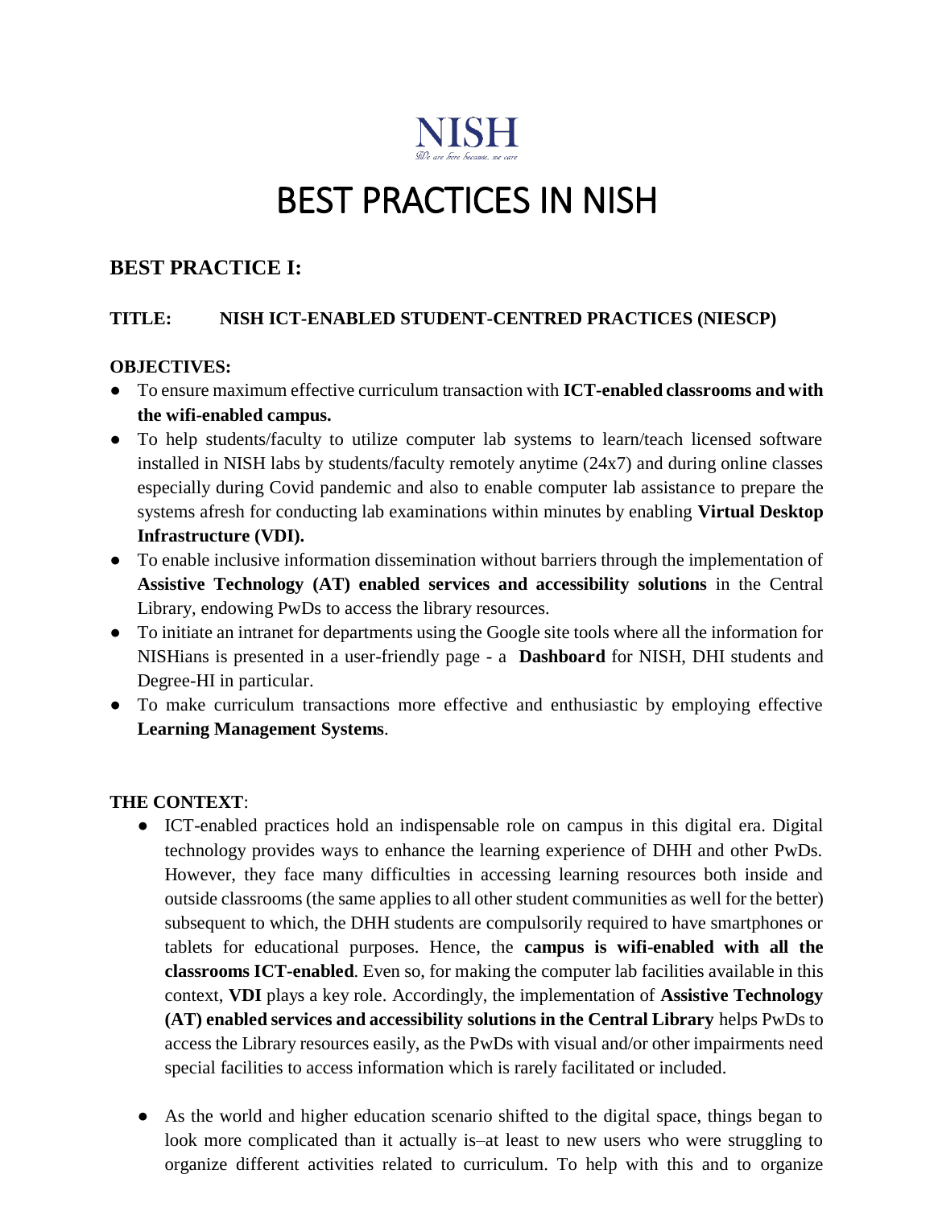NISH

*We are here because, we care*

# BEST PRACTICES IN NISH

## BEST PRACTICE I:

### TITLE: NISH ICT-ENABLED STUDENT-CENTRED PRACTICES (NIESCP)

**OBJECTIVES:**

- To ensure maximum effective curriculum transaction with **ICT-enabled classrooms and with the wifi-enabled campus.**
- To help students/faculty to utilize computer lab systems to learn/teach licensed software installed in NISH labs by students/faculty remotely anytime (24x7) and during online classes especially during Covid pandemic and also to enable computer lab assistance to prepare the systems afresh for conducting lab examinations within minutes by enabling **Virtual Desktop Infrastructure (VDI).**
- To enable inclusive information dissemination without barriers through the implementation of **Assistive Technology (AT) enabled services and accessibility solutions** in the Central Library, endowing PwDs to access the library resources.
- To initiate an intranet for departments using the Google site tools where all the information for NISHians is presented in a user-friendly page - a **Dashboard** for NISH, DHI students and Degree-HI in particular.
- To make curriculum transactions more effective and enthusiastic by employing effective **Learning Management Systems**.

**THE CONTEXT**:

- ICT-enabled practices hold an indispensable role on campus in this digital era. Digital technology provides ways to enhance the learning experience of DHH and other PwDs. However, they face many difficulties in accessing learning resources both inside and outside classrooms (the same applies to all other student communities as well for the better) subsequent to which, the DHH students are compulsorily required to have smartphones or tablets for educational purposes. Hence, the **campus is wifi-enabled with all the classrooms ICT-enabled**. Even so, for making the computer lab facilities available in this context, **VDI** plays a key role. Accordingly, the implementation of **Assistive Technology (AT) enabled services and accessibility solutions in the Central Library** helps PwDs to access the Library resources easily, as the PwDs with visual and/or other impairments need special facilities to access information which is rarely facilitated or included.

- As the world and higher education scenario shifted to the digital space, things began to look more complicated than it actually is–at least to new users who were struggling to organize different activities related to curriculum. To help with this and to organize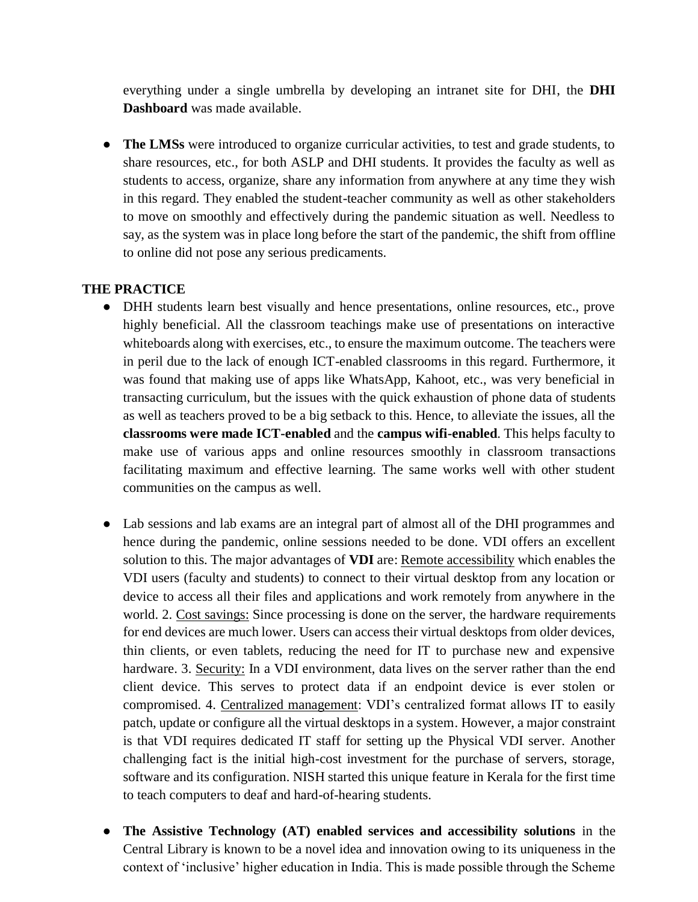everything under a single umbrella by developing an intranet site for DHI, the **DHI Dashboard** was made available.

- **The LMSs** were introduced to organize curricular activities, to test and grade students, to share resources, etc., for both ASLP and DHI students. It provides the faculty as well as students to access, organize, share any information from anywhere at any time they wish in this regard. They enabled the student-teacher community as well as other stakeholders to move on smoothly and effectively during the pandemic situation as well. Needless to say, as the system was in place long before the start of the pandemic, the shift from offline to online did not pose any serious predicaments.

**THE PRACTICE**

- DHH students learn best visually and hence presentations, online resources, etc., prove highly beneficial. All the classroom teachings make use of presentations on interactive whiteboards along with exercises, etc., to ensure the maximum outcome. The teachers were in peril due to the lack of enough ICT-enabled classrooms in this regard. Furthermore, it was found that making use of apps like WhatsApp, Kahoot, etc., was very beneficial in transacting curriculum, but the issues with the quick exhaustion of phone data of students as well as teachers proved to be a big setback to this. Hence, to alleviate the issues, all the **classrooms were made ICT-enabled** and the **campus wifi-enabled**. This helps faculty to make use of various apps and online resources smoothly in classroom transactions facilitating maximum and effective learning. The same works well with other student communities on the campus as well.

- Lab sessions and lab exams are an integral part of almost all of the DHI programmes and hence during the pandemic, online sessions needed to be done. VDI offers an excellent solution to this. The major advantages of **VDI** are: Remote accessibility which enables the VDI users (faculty and students) to connect to their virtual desktop from any location or device to access all their files and applications and work remotely from anywhere in the world. 2. Cost savings: Since processing is done on the server, the hardware requirements for end devices are much lower. Users can access their virtual desktops from older devices, thin clients, or even tablets, reducing the need for IT to purchase new and expensive hardware. 3. Security: In a VDI environment, data lives on the server rather than the end client device. This serves to protect data if an endpoint device is ever stolen or compromised. 4. Centralized management: VDI's centralized format allows IT to easily patch, update or configure all the virtual desktops in a system. However, a major constraint is that VDI requires dedicated IT staff for setting up the Physical VDI server. Another challenging fact is the initial high-cost investment for the purchase of servers, storage, software and its configuration. NISH started this unique feature in Kerala for the first time to teach computers to deaf and hard-of-hearing students.

- **The Assistive Technology (AT) enabled services and accessibility solutions** in the Central Library is known to be a novel idea and innovation owing to its uniqueness in the context of 'inclusive' higher education in India. This is made possible through the Scheme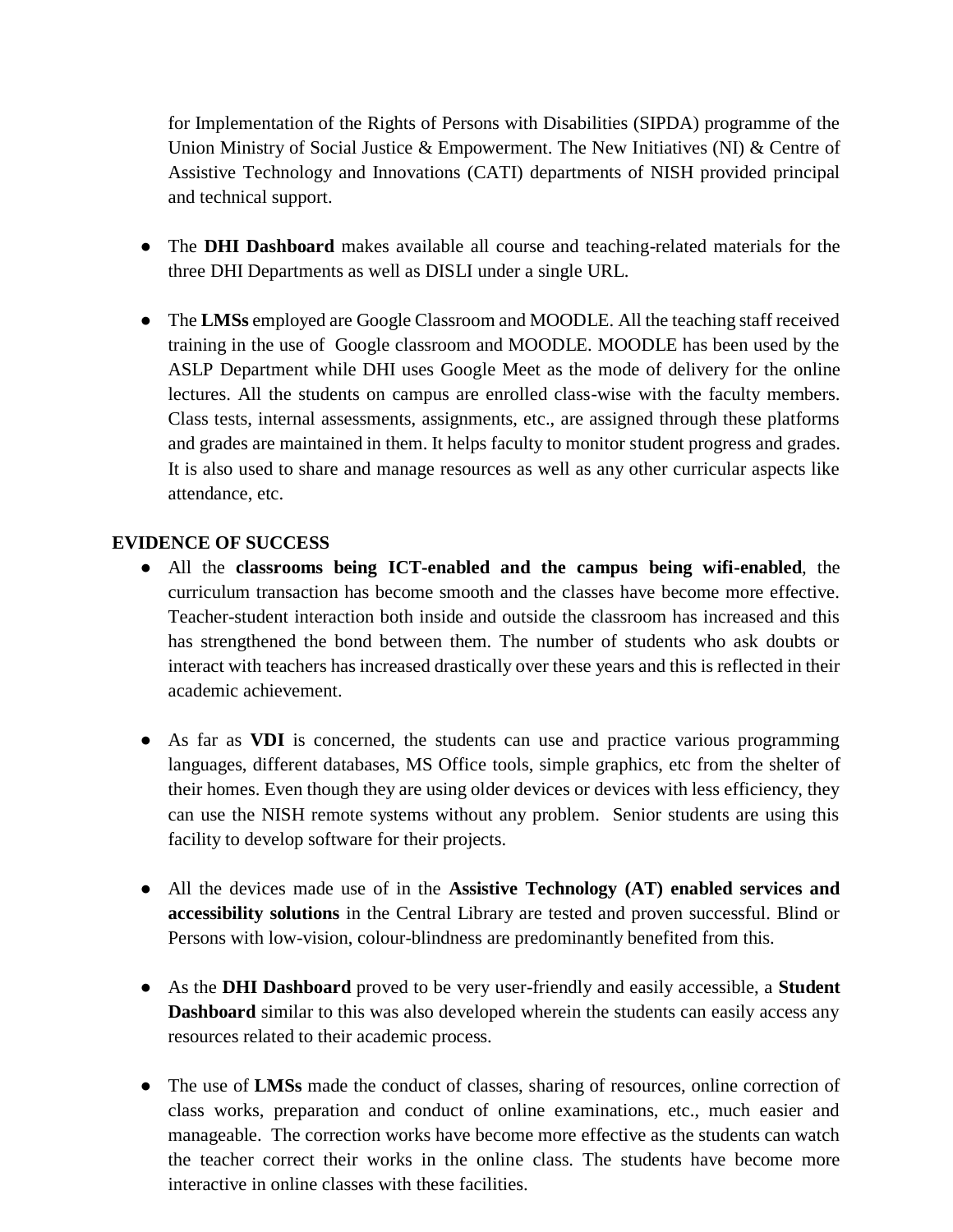for Implementation of the Rights of Persons with Disabilities (SIPDA) programme of the Union Ministry of Social Justice & Empowerment. The New Initiatives (NI) & Centre of Assistive Technology and Innovations (CATI) departments of NISH provided principal and technical support.

- The **DHI Dashboard** makes available all course and teaching-related materials for the three DHI Departments as well as DISLI under a single URL.

- The **LMSs** employed are Google Classroom and MOODLE. All the teaching staff received training in the use of Google classroom and MOODLE. MOODLE has been used by the ASLP Department while DHI uses Google Meet as the mode of delivery for the online lectures. All the students on campus are enrolled class-wise with the faculty members. Class tests, internal assessments, assignments, etc., are assigned through these platforms and grades are maintained in them. It helps faculty to monitor student progress and grades. It is also used to share and manage resources as well as any other curricular aspects like attendance, etc.

**EVIDENCE OF SUCCESS**

- All the **classrooms being ICT-enabled and the campus being wifi-enabled**, the curriculum transaction has become smooth and the classes have become more effective. Teacher-student interaction both inside and outside the classroom has increased and this has strengthened the bond between them. The number of students who ask doubts or interact with teachers has increased drastically over these years and this is reflected in their academic achievement.

- As far as **VDI** is concerned, the students can use and practice various programming languages, different databases, MS Office tools, simple graphics, etc from the shelter of their homes. Even though they are using older devices or devices with less efficiency, they can use the NISH remote systems without any problem. Senior students are using this facility to develop software for their projects.

- All the devices made use of in the **Assistive Technology (AT) enabled services and accessibility solutions** in the Central Library are tested and proven successful. Blind or Persons with low-vision, colour-blindness are predominantly benefited from this.

- As the **DHI Dashboard** proved to be very user-friendly and easily accessible, a **Student Dashboard** similar to this was also developed wherein the students can easily access any resources related to their academic process.

- The use of **LMSs** made the conduct of classes, sharing of resources, online correction of class works, preparation and conduct of online examinations, etc., much easier and manageable. The correction works have become more effective as the students can watch the teacher correct their works in the online class. The students have become more interactive in online classes with these facilities.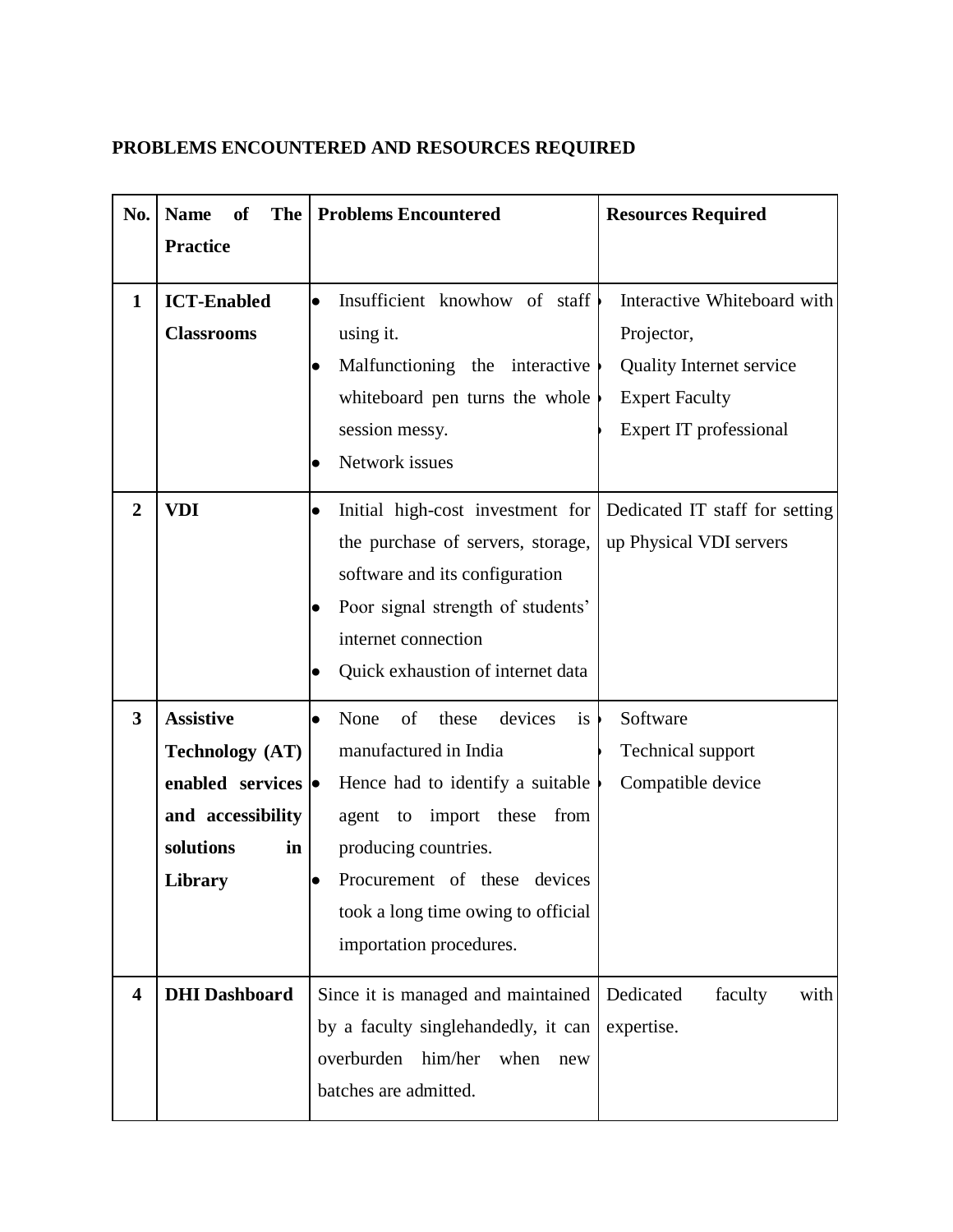**PROBLEMS ENCOUNTERED AND RESOURCES REQUIRED**

| No. | Name of The Practice | Problems Encountered | Resources Required |
|---|---|---|---|
| **1** | **ICT-Enabled Classrooms** | • Insufficient knowhow of staff using it.<br>• Malfunctioning the interactive whiteboard pen turns the whole session messy.<br>• Network issues | • Interactive Whiteboard with Projector,<br>• Quality Internet service<br>• Expert Faculty<br>• Expert IT professional |
| **2** | **VDI** | • Initial high-cost investment for the purchase of servers, storage, software and its configuration<br>• Poor signal strength of students' internet connection<br>• Quick exhaustion of internet data | Dedicated IT staff for setting up Physical VDI servers |
| **3** | **Assistive Technology (AT) enabled services and accessibility solutions in Library** | • None of these devices is manufactured in India<br>• Hence had to identify a suitable agent to import these from producing countries.<br>• Procurement of these devices took a long time owing to official importation procedures. | • Software<br>• Technical support<br>• Compatible device |
| **4** | **DHI Dashboard** | Since it is managed and maintained by a faculty singlehandedly, it can overburden him/her when new batches are admitted. | Dedicated faculty with expertise. |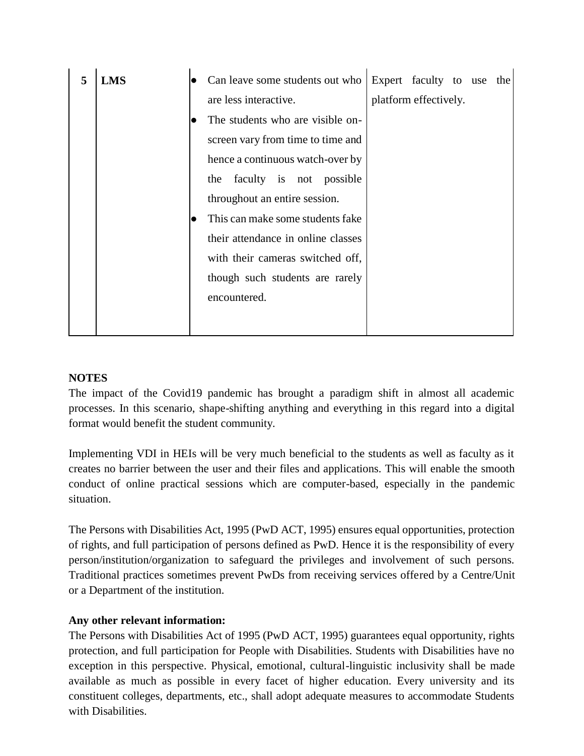| 5 | **LMS** | • Can leave some students out who are less interactive.<br>• The students who are visible on-screen vary from time to time and hence a continuous watch-over by the faculty is not possible throughout an entire session.<br>• This can make some students fake their attendance in online classes with their cameras switched off, though such students are rarely encountered. | Expert faculty to use the platform effectively. |
|---|---|---|---|

**NOTES**

The impact of the Covid19 pandemic has brought a paradigm shift in almost all academic processes. In this scenario, shape-shifting anything and everything in this regard into a digital format would benefit the student community.

Implementing VDI in HEIs will be very much beneficial to the students as well as faculty as it creates no barrier between the user and their files and applications. This will enable the smooth conduct of online practical sessions which are computer-based, especially in the pandemic situation.

The Persons with Disabilities Act, 1995 (PwD ACT, 1995) ensures equal opportunities, protection of rights, and full participation of persons defined as PwD. Hence it is the responsibility of every person/institution/organization to safeguard the privileges and involvement of such persons. Traditional practices sometimes prevent PwDs from receiving services offered by a Centre/Unit or a Department of the institution.

**Any other relevant information:**

The Persons with Disabilities Act of 1995 (PwD ACT, 1995) guarantees equal opportunity, rights protection, and full participation for People with Disabilities. Students with Disabilities have no exception in this perspective. Physical, emotional, cultural-linguistic inclusivity shall be made available as much as possible in every facet of higher education. Every university and its constituent colleges, departments, etc., shall adopt adequate measures to accommodate Students with Disabilities.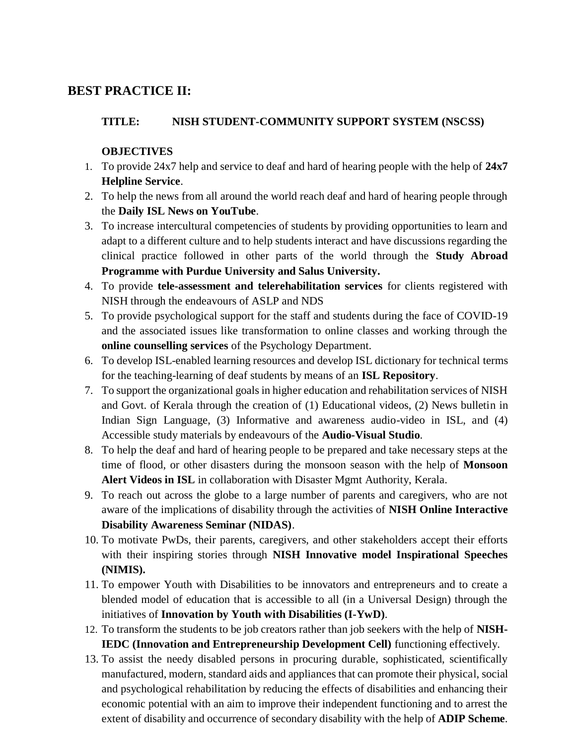## BEST PRACTICE II:

**TITLE: NISH STUDENT-COMMUNITY SUPPORT SYSTEM (NSCSS)**

**OBJECTIVES**

1. To provide 24x7 help and service to deaf and hard of hearing people with the help of **24x7 Helpline Service**.
2. To help the news from all around the world reach deaf and hard of hearing people through the **Daily ISL News on YouTube**.
3. To increase intercultural competencies of students by providing opportunities to learn and adapt to a different culture and to help students interact and have discussions regarding the clinical practice followed in other parts of the world through the **Study Abroad Programme with Purdue University and Salus University.**
4. To provide **tele-assessment and telerehabilitation services** for clients registered with NISH through the endeavours of ASLP and NDS
5. To provide psychological support for the staff and students during the face of COVID-19 and the associated issues like transformation to online classes and working through the **online counselling services** of the Psychology Department.
6. To develop ISL-enabled learning resources and develop ISL dictionary for technical terms for the teaching-learning of deaf students by means of an **ISL Repository**.
7. To support the organizational goals in higher education and rehabilitation services of NISH and Govt. of Kerala through the creation of (1) Educational videos, (2) News bulletin in Indian Sign Language, (3) Informative and awareness audio-video in ISL, and (4) Accessible study materials by endeavours of the **Audio-Visual Studio**.
8. To help the deaf and hard of hearing people to be prepared and take necessary steps at the time of flood, or other disasters during the monsoon season with the help of **Monsoon Alert Videos in ISL** in collaboration with Disaster Mgmt Authority, Kerala.
9. To reach out across the globe to a large number of parents and caregivers, who are not aware of the implications of disability through the activities of **NISH Online Interactive Disability Awareness Seminar (NIDAS)**.
10. To motivate PwDs, their parents, caregivers, and other stakeholders accept their efforts with their inspiring stories through **NISH Innovative model Inspirational Speeches (NIMIS).**
11. To empower Youth with Disabilities to be innovators and entrepreneurs and to create a blended model of education that is accessible to all (in a Universal Design) through the initiatives of **Innovation by Youth with Disabilities (I-YwD)**.
12. To transform the students to be job creators rather than job seekers with the help of **NISH-IEDC (Innovation and Entrepreneurship Development Cell)** functioning effectively.
13. To assist the needy disabled persons in procuring durable, sophisticated, scientifically manufactured, modern, standard aids and appliances that can promote their physical, social and psychological rehabilitation by reducing the effects of disabilities and enhancing their economic potential with an aim to improve their independent functioning and to arrest the extent of disability and occurrence of secondary disability with the help of **ADIP Scheme**.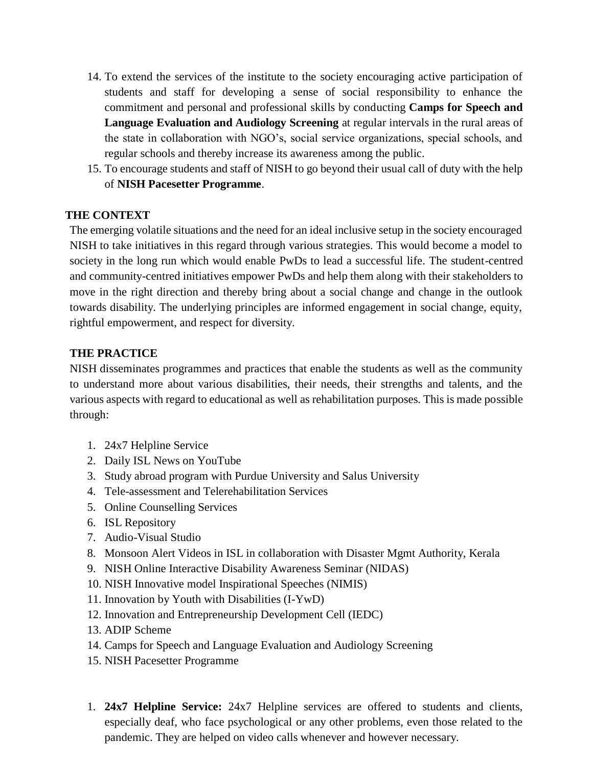14. To extend the services of the institute to the society encouraging active participation of students and staff for developing a sense of social responsibility to enhance the commitment and personal and professional skills by conducting **Camps for Speech and Language Evaluation and Audiology Screening** at regular intervals in the rural areas of the state in collaboration with NGO's, social service organizations, special schools, and regular schools and thereby increase its awareness among the public.
15. To encourage students and staff of NISH to go beyond their usual call of duty with the help of **NISH Pacesetter Programme**.

## THE CONTEXT

The emerging volatile situations and the need for an ideal inclusive setup in the society encouraged NISH to take initiatives in this regard through various strategies. This would become a model to society in the long run which would enable PwDs to lead a successful life. The student-centred and community-centred initiatives empower PwDs and help them along with their stakeholders to move in the right direction and thereby bring about a social change and change in the outlook towards disability. The underlying principles are informed engagement in social change, equity, rightful empowerment, and respect for diversity.

## THE PRACTICE

NISH disseminates programmes and practices that enable the students as well as the community to understand more about various disabilities, their needs, their strengths and talents, and the various aspects with regard to educational as well as rehabilitation purposes. This is made possible through:

1. 24x7 Helpline Service
2. Daily ISL News on YouTube
3. Study abroad program with Purdue University and Salus University
4. Tele-assessment and Telerehabilitation Services
5. Online Counselling Services
6. ISL Repository
7. Audio-Visual Studio
8. Monsoon Alert Videos in ISL in collaboration with Disaster Mgmt Authority, Kerala
9. NISH Online Interactive Disability Awareness Seminar (NIDAS)
10. NISH Innovative model Inspirational Speeches (NIMIS)
11. Innovation by Youth with Disabilities (I-YwD)
12. Innovation and Entrepreneurship Development Cell (IEDC)
13. ADIP Scheme
14. Camps for Speech and Language Evaluation and Audiology Screening
15. NISH Pacesetter Programme

1. **24x7 Helpline Service:** 24x7 Helpline services are offered to students and clients, especially deaf, who face psychological or any other problems, even those related to the pandemic. They are helped on video calls whenever and however necessary.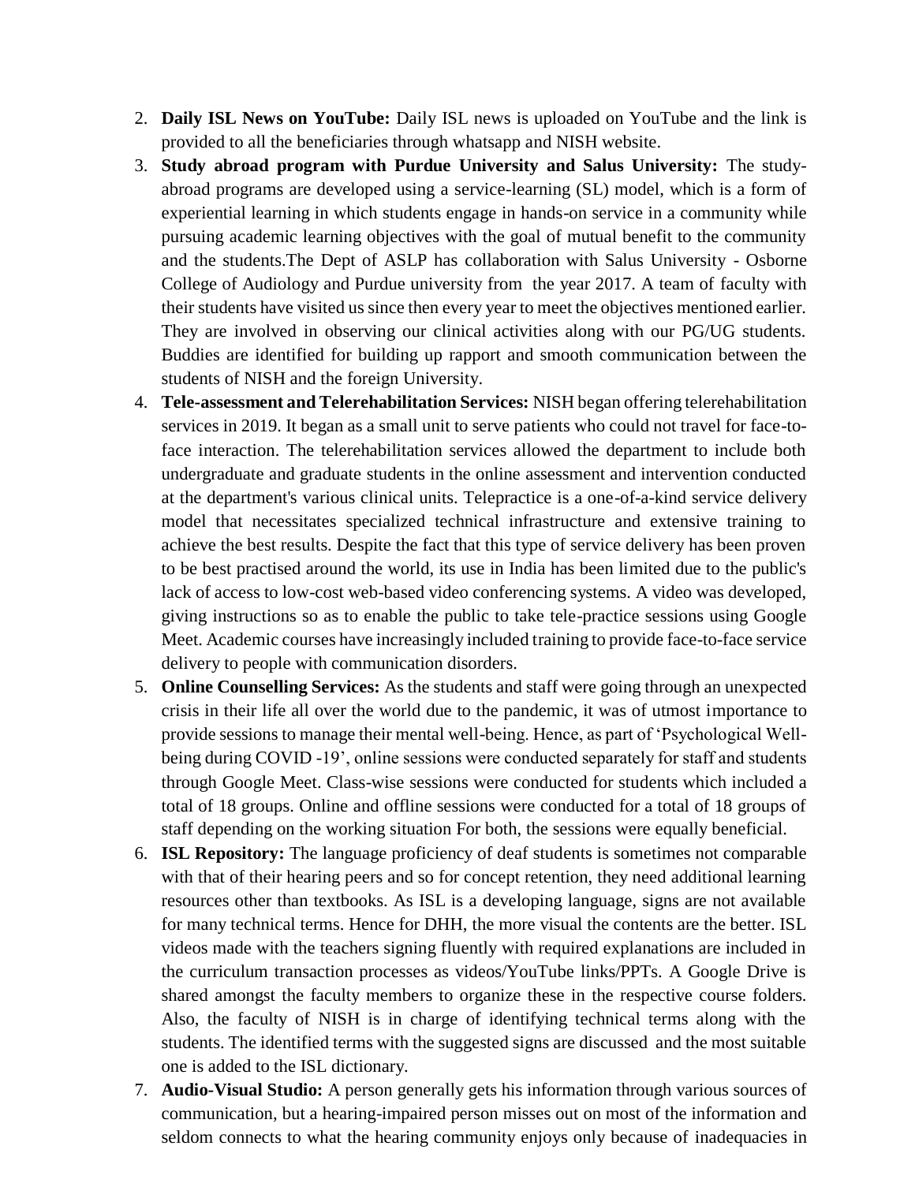2. **Daily ISL News on YouTube:** Daily ISL news is uploaded on YouTube and the link is provided to all the beneficiaries through whatsapp and NISH website.
3. **Study abroad program with Purdue University and Salus University:** The study-abroad programs are developed using a service-learning (SL) model, which is a form of experiential learning in which students engage in hands-on service in a community while pursuing academic learning objectives with the goal of mutual benefit to the community and the students.The Dept of ASLP has collaboration with Salus University - Osborne College of Audiology and Purdue university from the year 2017. A team of faculty with their students have visited us since then every year to meet the objectives mentioned earlier. They are involved in observing our clinical activities along with our PG/UG students. Buddies are identified for building up rapport and smooth communication between the students of NISH and the foreign University.
4. **Tele-assessment and Telerehabilitation Services:** NISH began offering telerehabilitation services in 2019. It began as a small unit to serve patients who could not travel for face-to-face interaction. The telerehabilitation services allowed the department to include both undergraduate and graduate students in the online assessment and intervention conducted at the department's various clinical units. Telepractice is a one-of-a-kind service delivery model that necessitates specialized technical infrastructure and extensive training to achieve the best results. Despite the fact that this type of service delivery has been proven to be best practised around the world, its use in India has been limited due to the public's lack of access to low-cost web-based video conferencing systems. A video was developed, giving instructions so as to enable the public to take tele-practice sessions using Google Meet. Academic courses have increasingly included training to provide face-to-face service delivery to people with communication disorders.
5. **Online Counselling Services:** As the students and staff were going through an unexpected crisis in their life all over the world due to the pandemic, it was of utmost importance to provide sessions to manage their mental well-being. Hence, as part of 'Psychological Well-being during COVID -19', online sessions were conducted separately for staff and students through Google Meet. Class-wise sessions were conducted for students which included a total of 18 groups. Online and offline sessions were conducted for a total of 18 groups of staff depending on the working situation For both, the sessions were equally beneficial.
6. **ISL Repository:** The language proficiency of deaf students is sometimes not comparable with that of their hearing peers and so for concept retention, they need additional learning resources other than textbooks. As ISL is a developing language, signs are not available for many technical terms. Hence for DHH, the more visual the contents are the better. ISL videos made with the teachers signing fluently with required explanations are included in the curriculum transaction processes as videos/YouTube links/PPTs. A Google Drive is shared amongst the faculty members to organize these in the respective course folders. Also, the faculty of NISH is in charge of identifying technical terms along with the students. The identified terms with the suggested signs are discussed and the most suitable one is added to the ISL dictionary.
7. **Audio-Visual Studio:** A person generally gets his information through various sources of communication, but a hearing-impaired person misses out on most of the information and seldom connects to what the hearing community enjoys only because of inadequacies in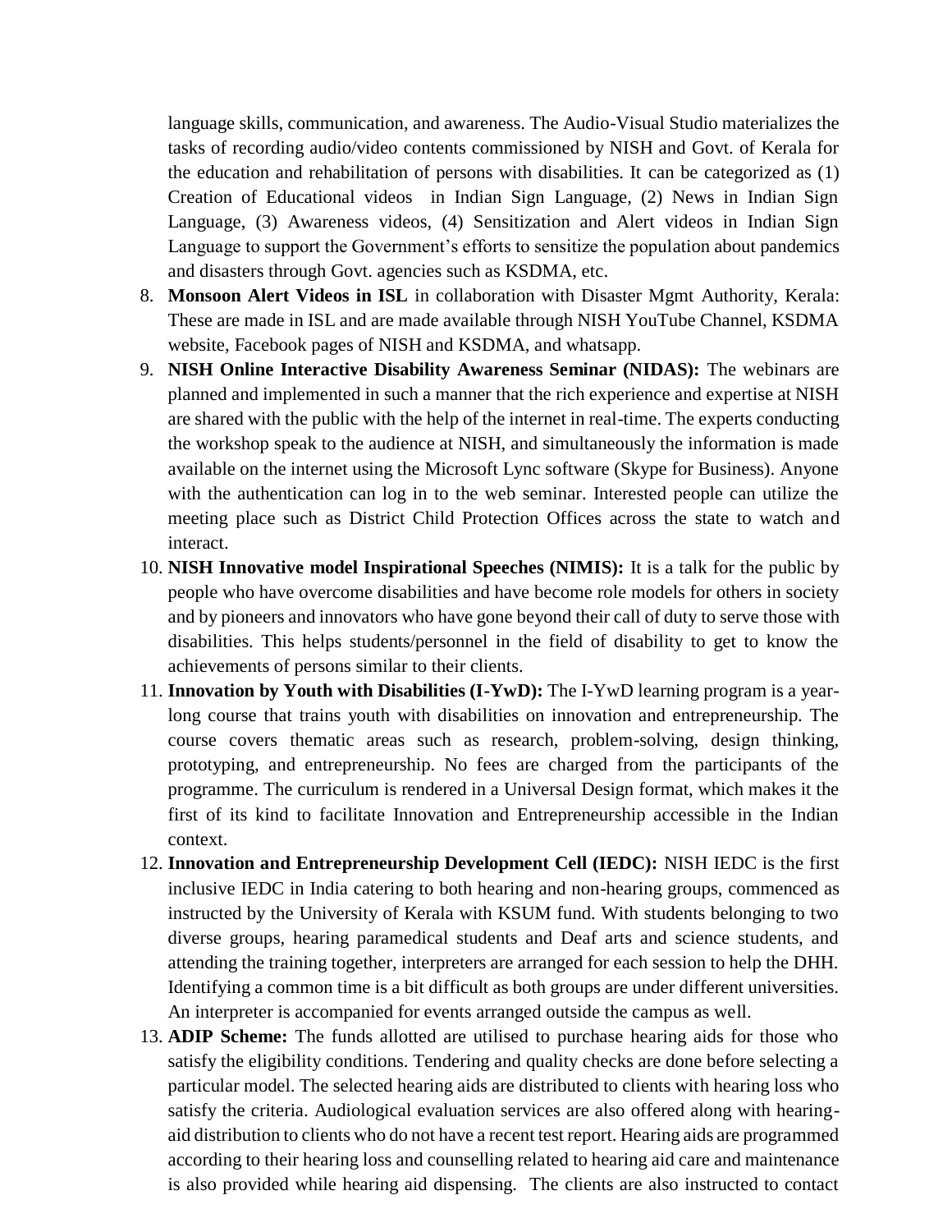language skills, communication, and awareness. The Audio-Visual Studio materializes the tasks of recording audio/video contents commissioned by NISH and Govt. of Kerala for the education and rehabilitation of persons with disabilities. It can be categorized as (1) Creation of Educational videos in Indian Sign Language, (2) News in Indian Sign Language, (3) Awareness videos, (4) Sensitization and Alert videos in Indian Sign Language to support the Government's efforts to sensitize the population about pandemics and disasters through Govt. agencies such as KSDMA, etc.

8. **Monsoon Alert Videos in ISL** in collaboration with Disaster Mgmt Authority, Kerala: These are made in ISL and are made available through NISH YouTube Channel, KSDMA website, Facebook pages of NISH and KSDMA, and whatsapp.
9. **NISH Online Interactive Disability Awareness Seminar (NIDAS):** The webinars are planned and implemented in such a manner that the rich experience and expertise at NISH are shared with the public with the help of the internet in real-time. The experts conducting the workshop speak to the audience at NISH, and simultaneously the information is made available on the internet using the Microsoft Lync software (Skype for Business). Anyone with the authentication can log in to the web seminar. Interested people can utilize the meeting place such as District Child Protection Offices across the state to watch and interact.
10. **NISH Innovative model Inspirational Speeches (NIMIS):** It is a talk for the public by people who have overcome disabilities and have become role models for others in society and by pioneers and innovators who have gone beyond their call of duty to serve those with disabilities. This helps students/personnel in the field of disability to get to know the achievements of persons similar to their clients.
11. **Innovation by Youth with Disabilities (I-YwD):** The I-YwD learning program is a year-long course that trains youth with disabilities on innovation and entrepreneurship. The course covers thematic areas such as research, problem-solving, design thinking, prototyping, and entrepreneurship. No fees are charged from the participants of the programme. The curriculum is rendered in a Universal Design format, which makes it the first of its kind to facilitate Innovation and Entrepreneurship accessible in the Indian context.
12. **Innovation and Entrepreneurship Development Cell (IEDC):** NISH IEDC is the first inclusive IEDC in India catering to both hearing and non-hearing groups, commenced as instructed by the University of Kerala with KSUM fund. With students belonging to two diverse groups, hearing paramedical students and Deaf arts and science students, and attending the training together, interpreters are arranged for each session to help the DHH. Identifying a common time is a bit difficult as both groups are under different universities. An interpreter is accompanied for events arranged outside the campus as well.
13. **ADIP Scheme:** The funds allotted are utilised to purchase hearing aids for those who satisfy the eligibility conditions. Tendering and quality checks are done before selecting a particular model. The selected hearing aids are distributed to clients with hearing loss who satisfy the criteria. Audiological evaluation services are also offered along with hearing-aid distribution to clients who do not have a recent test report. Hearing aids are programmed according to their hearing loss and counselling related to hearing aid care and maintenance is also provided while hearing aid dispensing. The clients are also instructed to contact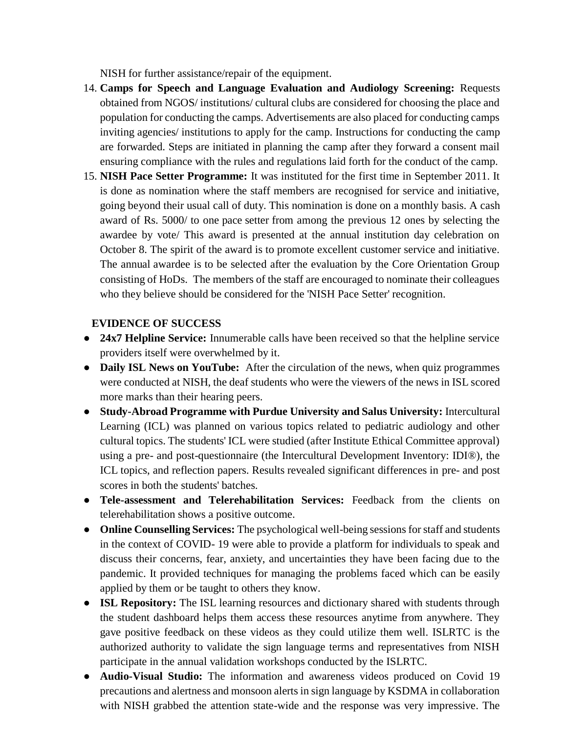NISH for further assistance/repair of the equipment.

14. **Camps for Speech and Language Evaluation and Audiology Screening:** Requests obtained from NGOS/ institutions/ cultural clubs are considered for choosing the place and population for conducting the camps. Advertisements are also placed for conducting camps inviting agencies/ institutions to apply for the camp. Instructions for conducting the camp are forwarded. Steps are initiated in planning the camp after they forward a consent mail ensuring compliance with the rules and regulations laid forth for the conduct of the camp.
15. **NISH Pace Setter Programme:** It was instituted for the first time in September 2011. It is done as nomination where the staff members are recognised for service and initiative, going beyond their usual call of duty. This nomination is done on a monthly basis. A cash award of Rs. 5000/ to one pace setter from among the previous 12 ones by selecting the awardee by vote/ This award is presented at the annual institution day celebration on October 8. The spirit of the award is to promote excellent customer service and initiative. The annual awardee is to be selected after the evaluation by the Core Orientation Group consisting of HoDs. The members of the staff are encouraged to nominate their colleagues who they believe should be considered for the 'NISH Pace Setter' recognition.

**EVIDENCE OF SUCCESS**

- **24x7 Helpline Service:** Innumerable calls have been received so that the helpline service providers itself were overwhelmed by it.
- **Daily ISL News on YouTube:** After the circulation of the news, when quiz programmes were conducted at NISH, the deaf students who were the viewers of the news in ISL scored more marks than their hearing peers.
- **Study-Abroad Programme with Purdue University and Salus University:** Intercultural Learning (ICL) was planned on various topics related to pediatric audiology and other cultural topics. The students' ICL were studied (after Institute Ethical Committee approval) using a pre- and post-questionnaire (the Intercultural Development Inventory: IDI®), the ICL topics, and reflection papers. Results revealed significant differences in pre- and post scores in both the students' batches.
- **Tele-assessment and Telerehabilitation Services:** Feedback from the clients on telerehabilitation shows a positive outcome.
- **Online Counselling Services:** The psychological well-being sessions for staff and students in the context of COVID- 19 were able to provide a platform for individuals to speak and discuss their concerns, fear, anxiety, and uncertainties they have been facing due to the pandemic. It provided techniques for managing the problems faced which can be easily applied by them or be taught to others they know.
- **ISL Repository:** The ISL learning resources and dictionary shared with students through the student dashboard helps them access these resources anytime from anywhere. They gave positive feedback on these videos as they could utilize them well. ISLRTC is the authorized authority to validate the sign language terms and representatives from NISH participate in the annual validation workshops conducted by the ISLRTC.
- **Audio-Visual Studio:** The information and awareness videos produced on Covid 19 precautions and alertness and monsoon alerts in sign language by KSDMA in collaboration with NISH grabbed the attention state-wide and the response was very impressive. The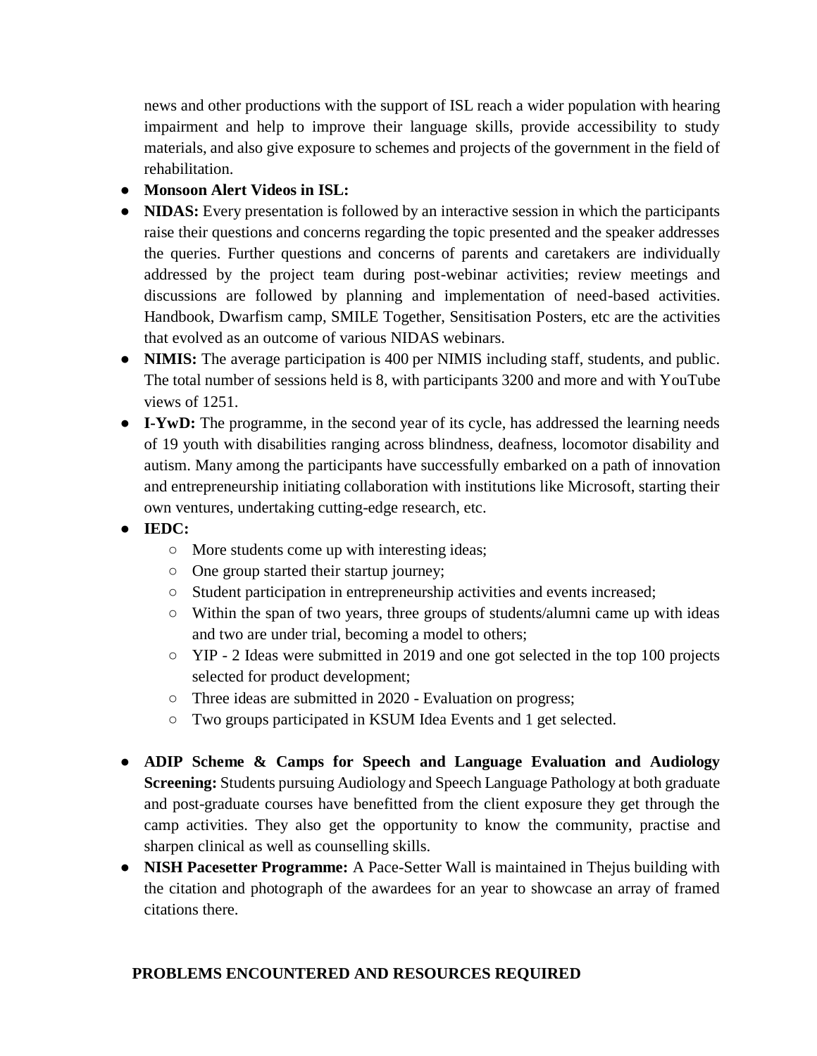news and other productions with the support of ISL reach a wider population with hearing impairment and help to improve their language skills, provide accessibility to study materials, and also give exposure to schemes and projects of the government in the field of rehabilitation.

- **Monsoon Alert Videos in ISL:**
- **NIDAS:** Every presentation is followed by an interactive session in which the participants raise their questions and concerns regarding the topic presented and the speaker addresses the queries. Further questions and concerns of parents and caretakers are individually addressed by the project team during post-webinar activities; review meetings and discussions are followed by planning and implementation of need-based activities. Handbook, Dwarfism camp, SMILE Together, Sensitisation Posters, etc are the activities that evolved as an outcome of various NIDAS webinars.
- **NIMIS:** The average participation is 400 per NIMIS including staff, students, and public. The total number of sessions held is 8, with participants 3200 and more and with YouTube views of 1251.
- **I-YwD:** The programme, in the second year of its cycle, has addressed the learning needs of 19 youth with disabilities ranging across blindness, deafness, locomotor disability and autism. Many among the participants have successfully embarked on a path of innovation and entrepreneurship initiating collaboration with institutions like Microsoft, starting their own ventures, undertaking cutting-edge research, etc.
- **IEDC:**
  - More students come up with interesting ideas;
  - One group started their startup journey;
  - Student participation in entrepreneurship activities and events increased;
  - Within the span of two years, three groups of students/alumni came up with ideas and two are under trial, becoming a model to others;
  - YIP - 2 Ideas were submitted in 2019 and one got selected in the top 100 projects selected for product development;
  - Three ideas are submitted in 2020 - Evaluation on progress;
  - Two groups participated in KSUM Idea Events and 1 get selected.

- **ADIP Scheme & Camps for Speech and Language Evaluation and Audiology Screening:** Students pursuing Audiology and Speech Language Pathology at both graduate and post-graduate courses have benefitted from the client exposure they get through the camp activities. They also get the opportunity to know the community, practise and sharpen clinical as well as counselling skills.
- **NISH Pacesetter Programme:** A Pace-Setter Wall is maintained in Thejus building with the citation and photograph of the awardees for an year to showcase an array of framed citations there.

## PROBLEMS ENCOUNTERED AND RESOURCES REQUIRED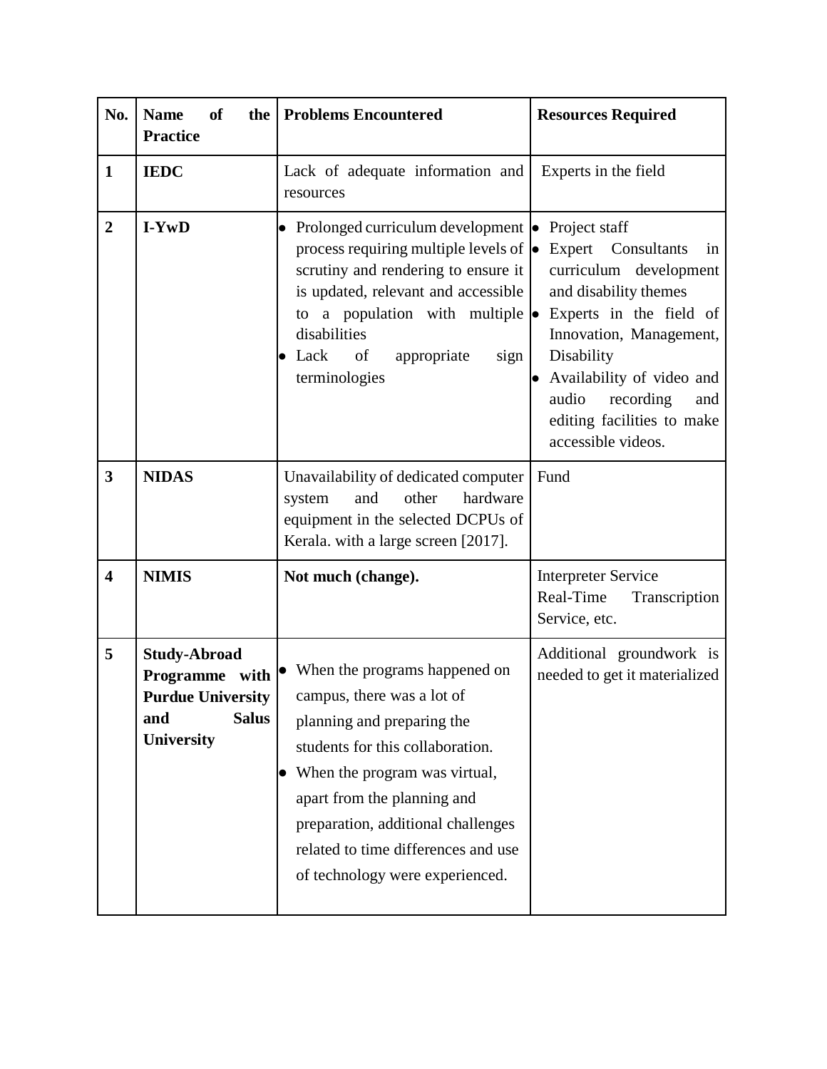| No. | Name of the Practice | Problems Encountered | Resources Required |
|---|---|---|---|
| 1 | **IEDC** | Lack of adequate information and resources | Experts in the field |
| 2 | **I-YwD** | • Prolonged curriculum development process requiring multiple levels of scrutiny and rendering to ensure it is updated, relevant and accessible to a population with multiple disabilities<br>• Lack of appropriate sign terminologies | • Project staff<br>• Expert Consultants in curriculum development and disability themes<br>• Experts in the field of Innovation, Management, Disability<br>• Availability of video and audio recording and editing facilities to make accessible videos. |
| 3 | **NIDAS** | Unavailability of dedicated computer system and other hardware equipment in the selected DCPUs of Kerala. with a large screen [2017]. | Fund |
| 4 | **NIMIS** | **Not much (change).** | Interpreter Service<br>Real-Time Transcription Service, etc. |
| 5 | **Study-Abroad Programme with Purdue University and Salus University** | • When the programs happened on campus, there was a lot of planning and preparing the students for this collaboration.<br>• When the program was virtual, apart from the planning and preparation, additional challenges related to time differences and use of technology were experienced. | Additional groundwork is needed to get it materialized |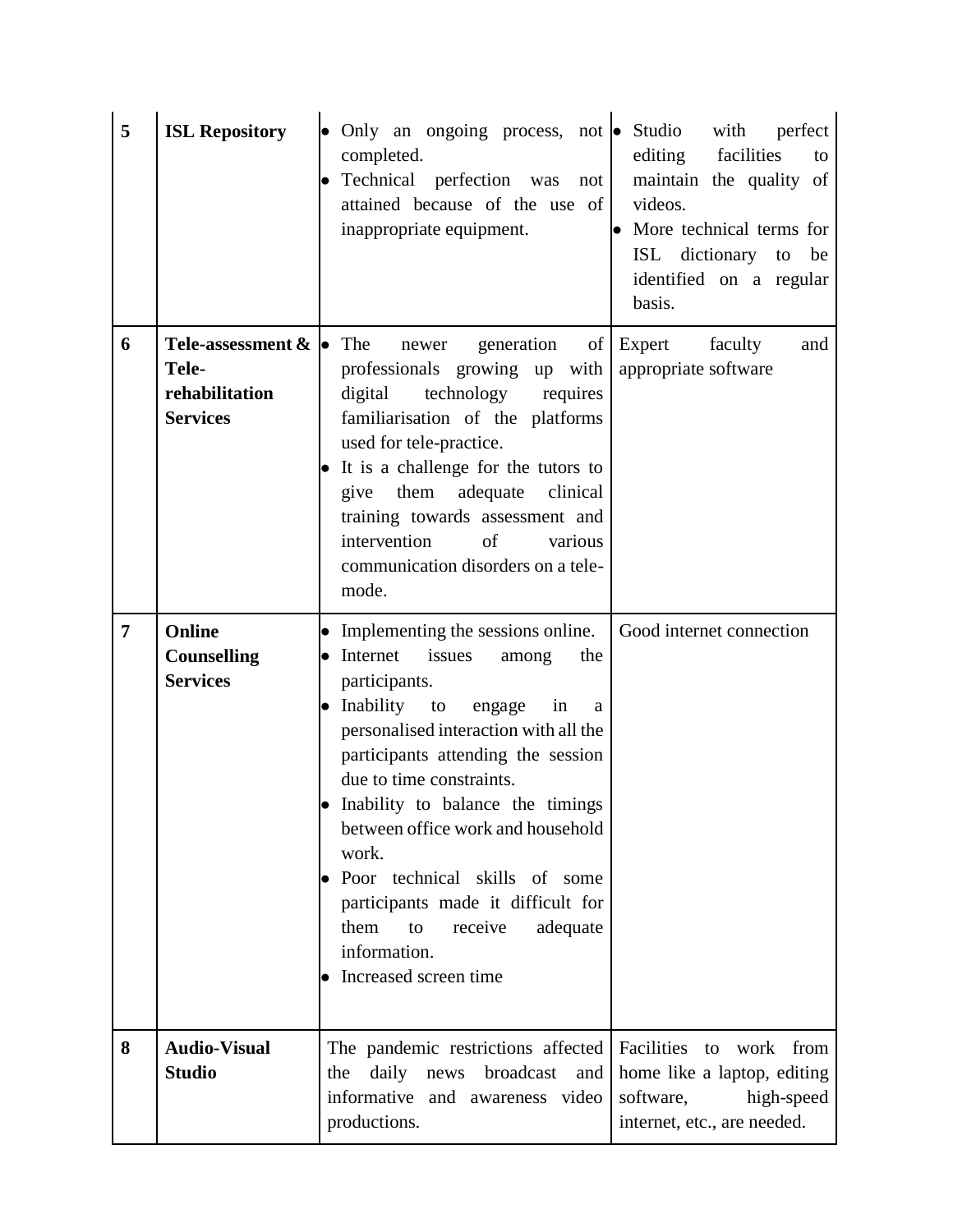| | | | |
|---|---|---|---|
| 5 | **ISL Repository** | • Only an ongoing process, not completed.<br>• Technical perfection was not attained because of the use of inappropriate equipment. | • Studio with perfect editing facilities to maintain the quality of videos.<br>• More technical terms for ISL dictionary to be identified on a regular basis. |
| 6 | **Tele-assessment & Tele-rehabilitation Services** | • The newer generation of professionals growing up with digital technology requires familiarisation of the platforms used for tele-practice.<br>• It is a challenge for the tutors to give them adequate clinical training towards assessment and intervention of various communication disorders on a tele-mode. | Expert faculty and appropriate software |
| 7 | **Online Counselling Services** | • Implementing the sessions online.<br>• Internet issues among the participants.<br>• Inability to engage in a personalised interaction with all the participants attending the session due to time constraints.<br>• Inability to balance the timings between office work and household work.<br>• Poor technical skills of some participants made it difficult for them to receive adequate information.<br>• Increased screen time | Good internet connection |
| 8 | **Audio-Visual Studio** | The pandemic restrictions affected the daily news broadcast and informative and awareness video productions. | Facilities to work from home like a laptop, editing software, high-speed internet, etc., are needed. |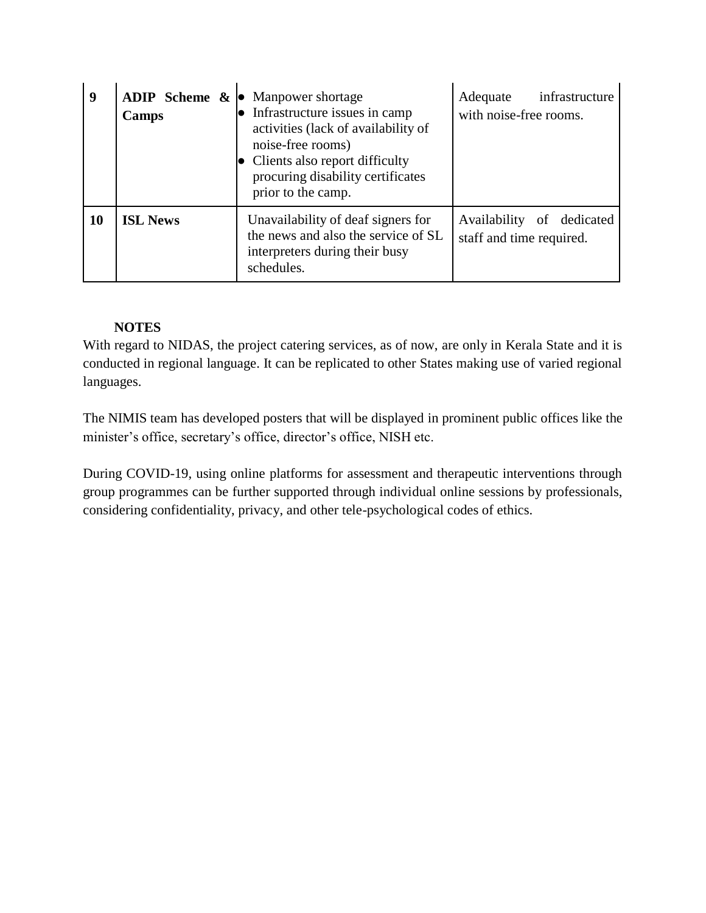| | | | |
|---|---|---|---|
| **9** | **ADIP Scheme & Camps** | • Manpower shortage<br>• Infrastructure issues in camp activities (lack of availability of noise-free rooms)<br>• Clients also report difficulty procuring disability certificates prior to the camp. | Adequate infrastructure with noise-free rooms. |
| **10** | **ISL News** | Unavailability of deaf signers for the news and also the service of SL interpreters during their busy schedules. | Availability of dedicated staff and time required. |

**NOTES**

With regard to NIDAS, the project catering services, as of now, are only in Kerala State and it is conducted in regional language. It can be replicated to other States making use of varied regional languages.

The NIMIS team has developed posters that will be displayed in prominent public offices like the minister's office, secretary's office, director's office, NISH etc.

During COVID-19, using online platforms for assessment and therapeutic interventions through group programmes can be further supported through individual online sessions by professionals, considering confidentiality, privacy, and other tele-psychological codes of ethics.